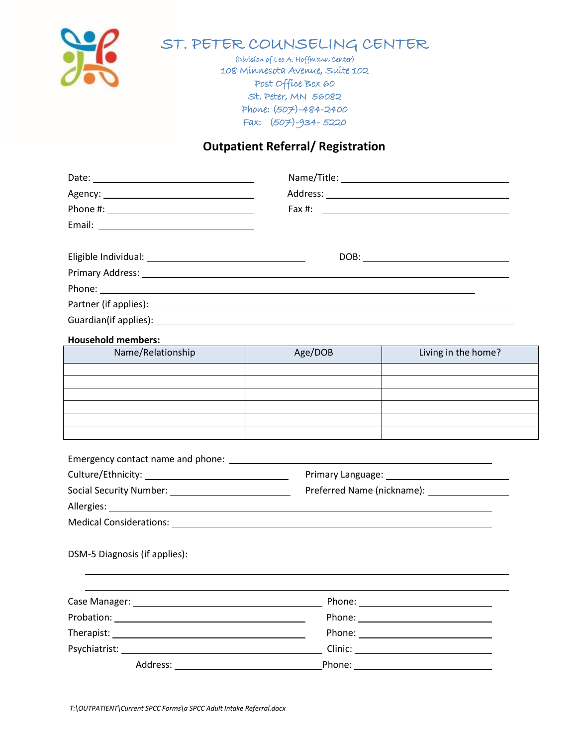# ST. PETER COUNSELING CENTER

(Division of Leo A. Hoffmann Center)
108 Minnesota Avenue, Suite 102
Post Office Box 60
St. Peter, MN 56082
Phone: (507)-484-2400
Fax: (507)-934- 5220

## Outpatient Referral/ Registration

Date: ______________________ Name/Title: ______________________

Agency: ______________________ Address: ______________________

Phone #: ______________________ Fax #: ______________________

Email: ______________________

Eligible Individual: ______________________ DOB: ______________________

Primary Address: ______________________

Phone: ______________________

Partner (if applies): ______________________

Guardian(if applies): ______________________

**Household members:**

| Name/Relationship | Age/DOB | Living in the home? |
| --- | --- | --- |
| | | |
| | | |
| | | |
| | | |
| | | |
| | | |

Emergency contact name and phone: ______________________

Culture/Ethnicity: ______________________ Primary Language: ______________________

Social Security Number: ______________________ Preferred Name (nickname): ______________________

Allergies: ______________________

Medical Considerations: ______________________

DSM-5 Diagnosis (if applies):

______________________

______________________

Case Manager: ______________________ Phone: ______________________

Probation: ______________________ Phone: ______________________

Therapist: ______________________ Phone: ______________________

Psychiatrist: ______________________ Clinic: ______________________

Address: ______________________ Phone: ______________________

*T:\OUTPATIENT\Current SPCC Forms\a SPCC Adult Intake Referral.docx*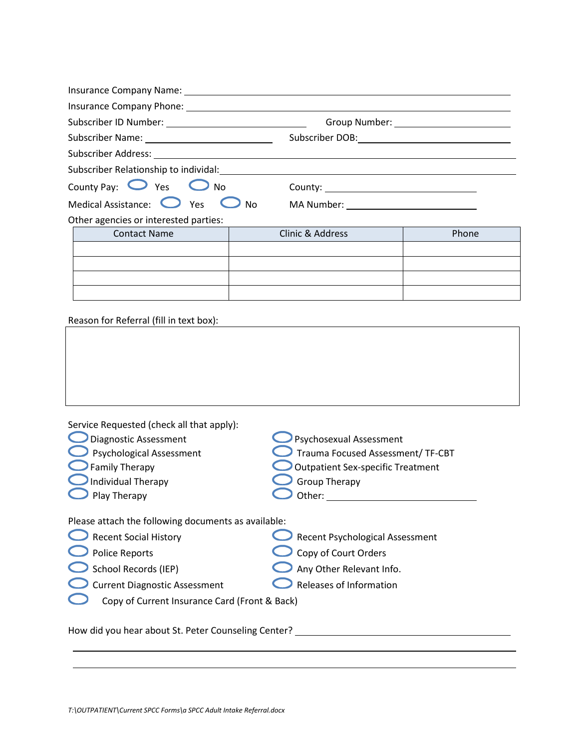Insurance Company Name: ______________________________________________

Insurance Company Phone: ______________________________________________

Subscriber ID Number: ____________________ Group Number: ____________________

Subscriber Name: ____________________ Subscriber DOB: ____________________

Subscriber Address: ______________________________________________

Subscriber Relationship to individual: ______________________________________________

County Pay: ◯ Yes ◯ No County: ____________________

Medical Assistance: ◯ Yes ◯ No MA Number: ____________________

Other agencies or interested parties:

| Contact Name | Clinic & Address | Phone |
|---|---|---|
| | | |
| | | |
| | | |
| | | |

Reason for Referral (fill in text box):

| |
|---|
| |

Service Requested (check all that apply):

- ◯ Diagnostic Assessment
- ◯ Psychological Assessment
- ◯ Family Therapy
- ◯ Individual Therapy
- ◯ Play Therapy
- ◯ Psychosexual Assessment
- ◯ Trauma Focused Assessment/ TF-CBT
- ◯ Outpatient Sex-specific Treatment
- ◯ Group Therapy
- ◯ Other: ____________________

Please attach the following documents as available:

- ◯ Recent Social History
- ◯ Police Reports
- ◯ School Records (IEP)
- ◯ Current Diagnostic Assessment
- ◯ Recent Psychological Assessment
- ◯ Copy of Court Orders
- ◯ Any Other Relevant Info.
- ◯ Releases of Information
- ◯ Copy of Current Insurance Card (Front & Back)

How did you hear about St. Peter Counseling Center? ______________________________________________

______________________________________________

______________________________________________

*T:\OUTPATIENT\Current SPCC Forms\a SPCC Adult Intake Referral.docx*